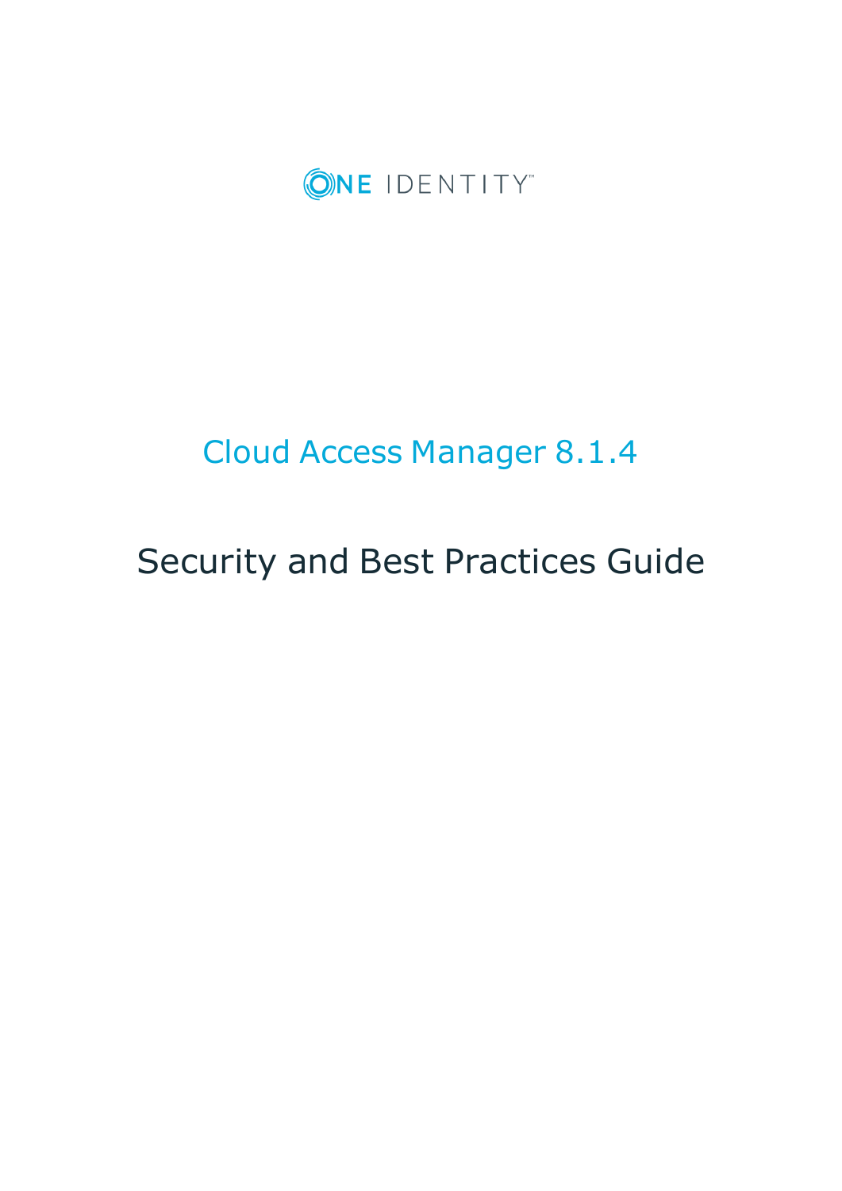ONE IDENTITY™

# Cloud Access Manager 8.1.4

# Security and Best Practices Guide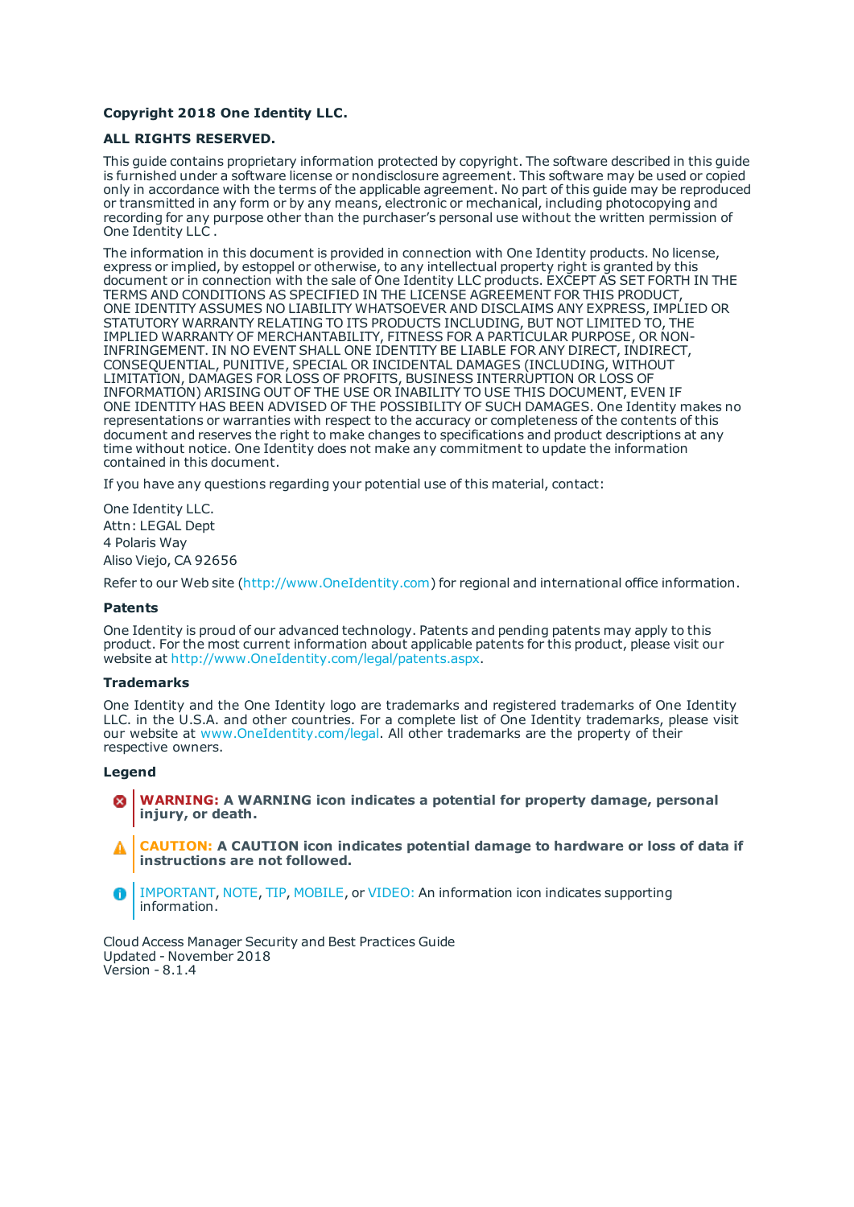**Copyright 2018 One Identity LLC.**

**ALL RIGHTS RESERVED.**

This guide contains proprietary information protected by copyright. The software described in this guide is furnished under a software license or nondisclosure agreement. This software may be used or copied only in accordance with the terms of the applicable agreement. No part of this guide may be reproduced or transmitted in any form or by any means, electronic or mechanical, including photocopying and recording for any purpose other than the purchaser's personal use without the written permission of One Identity LLC .

The information in this document is provided in connection with One Identity products. No license, express or implied, by estoppel or otherwise, to any intellectual property right is granted by this document or in connection with the sale of One Identity LLC products. EXCEPT AS SET FORTH IN THE TERMS AND CONDITIONS AS SPECIFIED IN THE LICENSE AGREEMENT FOR THIS PRODUCT, ONE IDENTITY ASSUMES NO LIABILITY WHATSOEVER AND DISCLAIMS ANY EXPRESS, IMPLIED OR STATUTORY WARRANTY RELATING TO ITS PRODUCTS INCLUDING, BUT NOT LIMITED TO, THE IMPLIED WARRANTY OF MERCHANTABILITY, FITNESS FOR A PARTICULAR PURPOSE, OR NON-INFRINGEMENT. IN NO EVENT SHALL ONE IDENTITY BE LIABLE FOR ANY DIRECT, INDIRECT, CONSEQUENTIAL, PUNITIVE, SPECIAL OR INCIDENTAL DAMAGES (INCLUDING, WITHOUT LIMITATION, DAMAGES FOR LOSS OF PROFITS, BUSINESS INTERRUPTION OR LOSS OF INFORMATION) ARISING OUT OF THE USE OR INABILITY TO USE THIS DOCUMENT, EVEN IF ONE IDENTITY HAS BEEN ADVISED OF THE POSSIBILITY OF SUCH DAMAGES. One Identity makes no representations or warranties with respect to the accuracy or completeness of the contents of this document and reserves the right to make changes to specifications and product descriptions at any time without notice. One Identity does not make any commitment to update the information contained in this document.

If you have any questions regarding your potential use of this material, contact:

One Identity LLC.
Attn: LEGAL Dept
4 Polaris Way
Aliso Viejo, CA 92656

Refer to our Web site (http://www.OneIdentity.com) for regional and international office information.

### Patents

One Identity is proud of our advanced technology. Patents and pending patents may apply to this product. For the most current information about applicable patents for this product, please visit our website at http://www.OneIdentity.com/legal/patents.aspx.

### Trademarks

One Identity and the One Identity logo are trademarks and registered trademarks of One Identity LLC. in the U.S.A. and other countries. For a complete list of One Identity trademarks, please visit our website at www.OneIdentity.com/legal. All other trademarks are the property of their respective owners.

### Legend

**WARNING: A WARNING icon indicates a potential for property damage, personal injury, or death.**

**CAUTION: A CAUTION icon indicates potential damage to hardware or loss of data if instructions are not followed.**

IMPORTANT, NOTE, TIP, MOBILE, or VIDEO: An information icon indicates supporting information.

Cloud Access Manager Security and Best Practices Guide
Updated - November 2018
Version - 8.1.4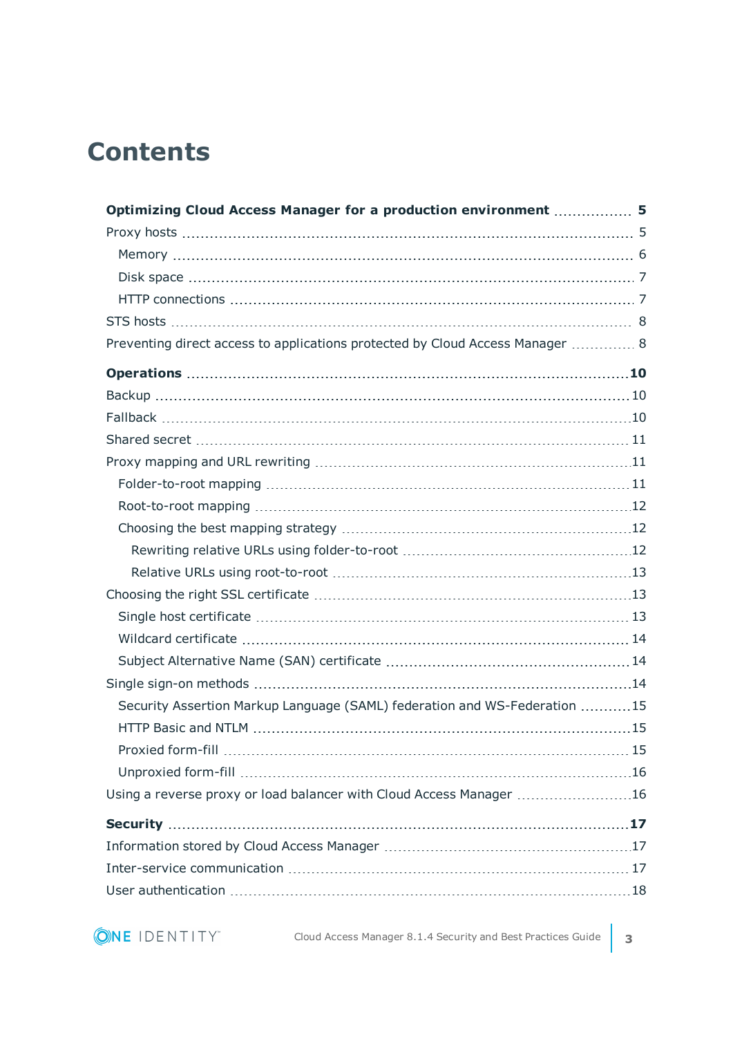# Contents

**Optimizing Cloud Access Manager for a production environment** 5

- Proxy hosts 5
  - Memory 6
  - Disk space 7
  - HTTP connections 7
- STS hosts 8
- Preventing direct access to applications protected by Cloud Access Manager 8

**Operations** 10

- Backup 10
- Fallback 10
- Shared secret 11
- Proxy mapping and URL rewriting 11
  - Folder-to-root mapping 11
  - Root-to-root mapping 12
  - Choosing the best mapping strategy 12
    - Rewriting relative URLs using folder-to-root 12
    - Relative URLs using root-to-root 13
- Choosing the right SSL certificate 13
  - Single host certificate 13
  - Wildcard certificate 14
  - Subject Alternative Name (SAN) certificate 14
- Single sign-on methods 14
  - Security Assertion Markup Language (SAML) federation and WS-Federation 15
  - HTTP Basic and NTLM 15
  - Proxied form-fill 15
  - Unproxied form-fill 16
- Using a reverse proxy or load balancer with Cloud Access Manager 16

**Security** 17

- Information stored by Cloud Access Manager 17
- Inter-service communication 17
- User authentication 18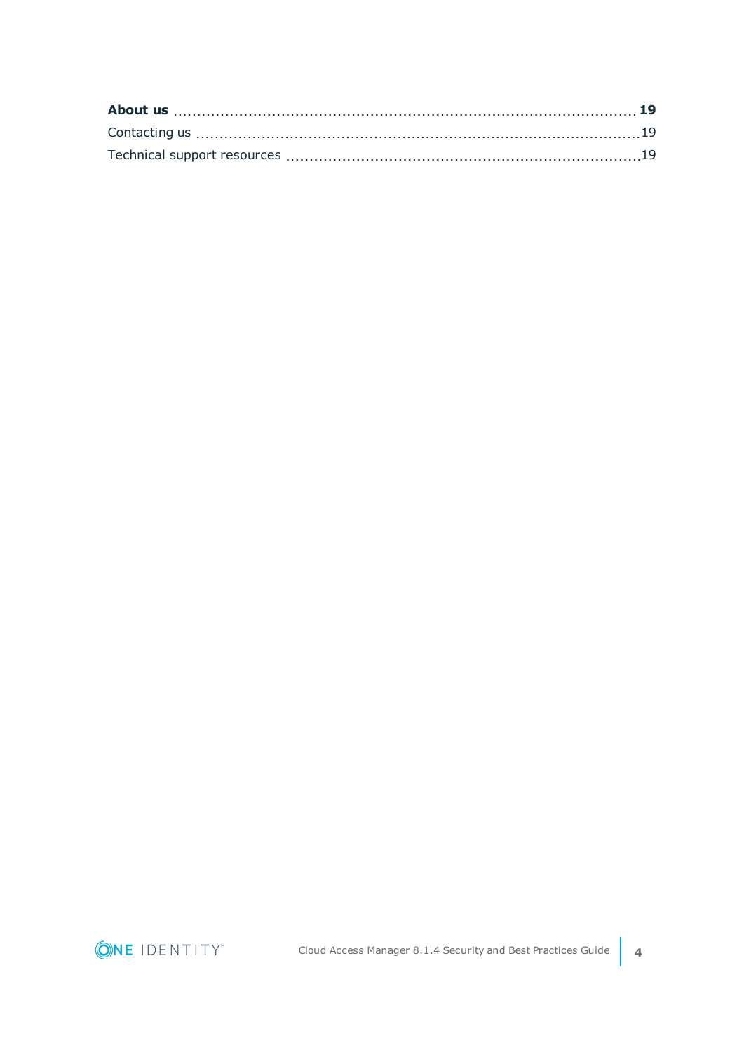**About us** .......... **19**

Contacting us .......... 19

Technical support resources .......... 19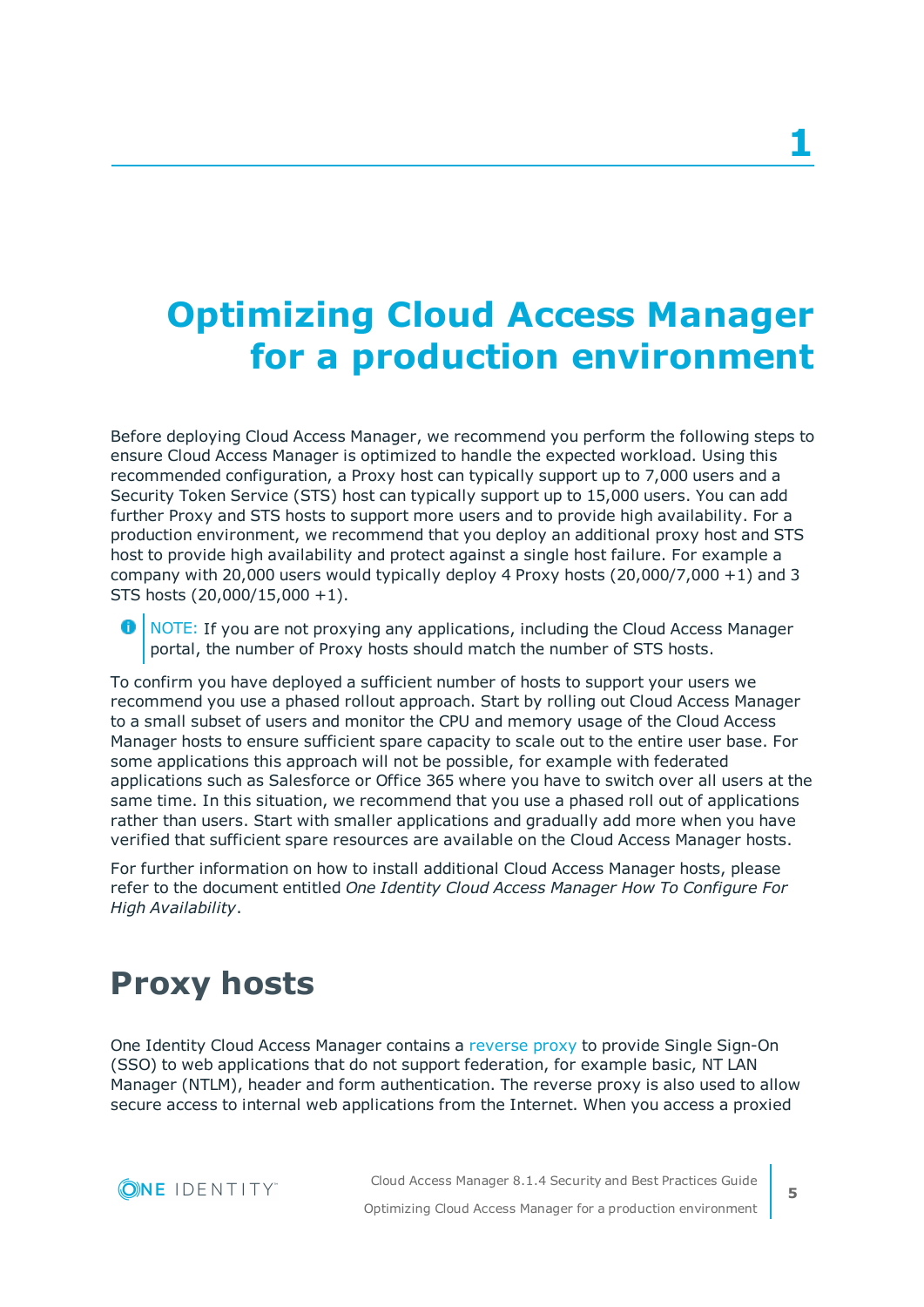# 1 Optimizing Cloud Access Manager for a production environment

Before deploying Cloud Access Manager, we recommend you perform the following steps to ensure Cloud Access Manager is optimized to handle the expected workload. Using this recommended configuration, a Proxy host can typically support up to 7,000 users and a Security Token Service (STS) host can typically support up to 15,000 users. You can add further Proxy and STS hosts to support more users and to provide high availability. For a production environment, we recommend that you deploy an additional proxy host and STS host to provide high availability and protect against a single host failure. For example a company with 20,000 users would typically deploy 4 Proxy hosts (20,000/7,000 +1) and 3 STS hosts (20,000/15,000 +1).

> NOTE: If you are not proxying any applications, including the Cloud Access Manager portal, the number of Proxy hosts should match the number of STS hosts.

To confirm you have deployed a sufficient number of hosts to support your users we recommend you use a phased rollout approach. Start by rolling out Cloud Access Manager to a small subset of users and monitor the CPU and memory usage of the Cloud Access Manager hosts to ensure sufficient spare capacity to scale out to the entire user base. For some applications this approach will not be possible, for example with federated applications such as Salesforce or Office 365 where you have to switch over all users at the same time. In this situation, we recommend that you use a phased roll out of applications rather than users. Start with smaller applications and gradually add more when you have verified that sufficient spare resources are available on the Cloud Access Manager hosts.

For further information on how to install additional Cloud Access Manager hosts, please refer to the document entitled *One Identity Cloud Access Manager How To Configure For High Availability*.

## Proxy hosts

One Identity Cloud Access Manager contains a reverse proxy to provide Single Sign-On (SSO) to web applications that do not support federation, for example basic, NT LAN Manager (NTLM), header and form authentication. The reverse proxy is also used to allow secure access to internal web applications from the Internet. When you access a proxied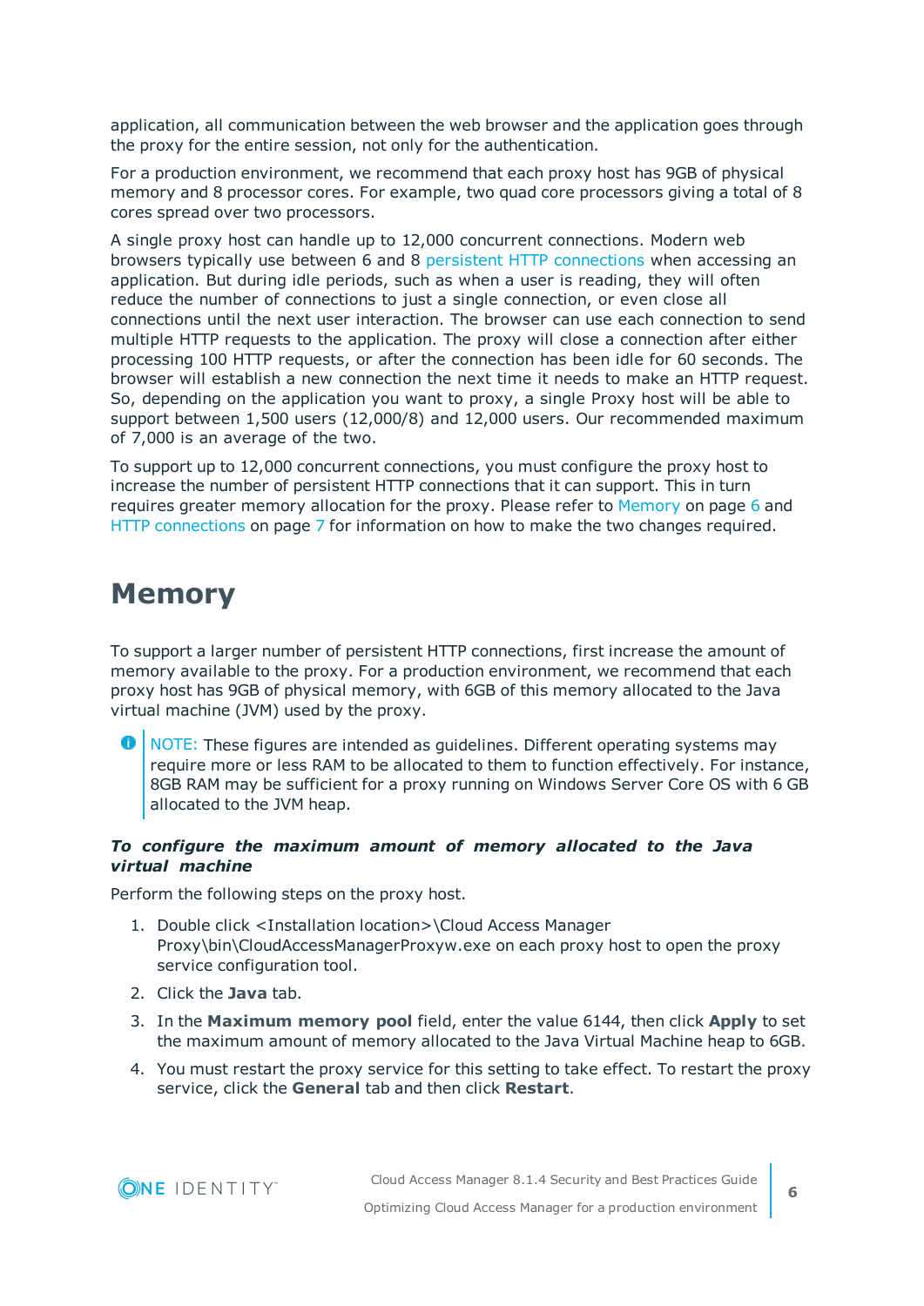application, all communication between the web browser and the application goes through the proxy for the entire session, not only for the authentication.

For a production environment, we recommend that each proxy host has 9GB of physical memory and 8 processor cores. For example, two quad core processors giving a total of 8 cores spread over two processors.

A single proxy host can handle up to 12,000 concurrent connections. Modern web browsers typically use between 6 and 8 persistent HTTP connections when accessing an application. But during idle periods, such as when a user is reading, they will often reduce the number of connections to just a single connection, or even close all connections until the next user interaction. The browser can use each connection to send multiple HTTP requests to the application. The proxy will close a connection after either processing 100 HTTP requests, or after the connection has been idle for 60 seconds. The browser will establish a new connection the next time it needs to make an HTTP request. So, depending on the application you want to proxy, a single Proxy host will be able to support between 1,500 users (12,000/8) and 12,000 users. Our recommended maximum of 7,000 is an average of the two.

To support up to 12,000 concurrent connections, you must configure the proxy host to increase the number of persistent HTTP connections that it can support. This in turn requires greater memory allocation for the proxy. Please refer to Memory on page 6 and HTTP connections on page 7 for information on how to make the two changes required.

# Memory

To support a larger number of persistent HTTP connections, first increase the amount of memory available to the proxy. For a production environment, we recommend that each proxy host has 9GB of physical memory, with 6GB of this memory allocated to the Java virtual machine (JVM) used by the proxy.

> NOTE: These figures are intended as guidelines. Different operating systems may require more or less RAM to be allocated to them to function effectively. For instance, 8GB RAM may be sufficient for a proxy running on Windows Server Core OS with 6 GB allocated to the JVM heap.

***To configure the maximum amount of memory allocated to the Java virtual machine***

Perform the following steps on the proxy host.

1. Double click <Installation location>\Cloud Access Manager Proxy\bin\CloudAccessManagerProxyw.exe on each proxy host to open the proxy service configuration tool.
2. Click the **Java** tab.
3. In the **Maximum memory pool** field, enter the value 6144, then click **Apply** to set the maximum amount of memory allocated to the Java Virtual Machine heap to 6GB.
4. You must restart the proxy service for this setting to take effect. To restart the proxy service, click the **General** tab and then click **Restart**.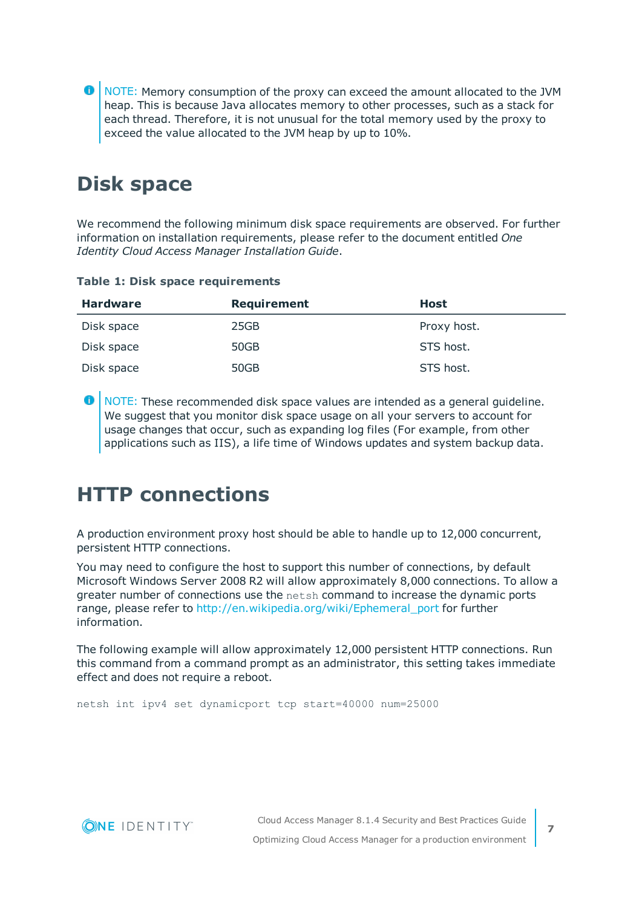NOTE: Memory consumption of the proxy can exceed the amount allocated to the JVM heap. This is because Java allocates memory to other processes, such as a stack for each thread. Therefore, it is not unusual for the total memory used by the proxy to exceed the value allocated to the JVM heap by up to 10%.

# Disk space

We recommend the following minimum disk space requirements are observed. For further information on installation requirements, please refer to the document entitled *One Identity Cloud Access Manager Installation Guide*.

**Table 1: Disk space requirements**

| Hardware | Requirement | Host |
| --- | --- | --- |
| Disk space | 25GB | Proxy host. |
| Disk space | 50GB | STS host. |
| Disk space | 50GB | STS host. |

NOTE: These recommended disk space values are intended as a general guideline. We suggest that you monitor disk space usage on all your servers to account for usage changes that occur, such as expanding log files (For example, from other applications such as IIS), a life time of Windows updates and system backup data.

# HTTP connections

A production environment proxy host should be able to handle up to 12,000 concurrent, persistent HTTP connections.

You may need to configure the host to support this number of connections, by default Microsoft Windows Server 2008 R2 will allow approximately 8,000 connections. To allow a greater number of connections use the `netsh` command to increase the dynamic ports range, please refer to http://en.wikipedia.org/wiki/Ephemeral_port for further information.

The following example will allow approximately 12,000 persistent HTTP connections. Run this command from a command prompt as an administrator, this setting takes immediate effect and does not require a reboot.

```
netsh int ipv4 set dynamicport tcp start=40000 num=25000
```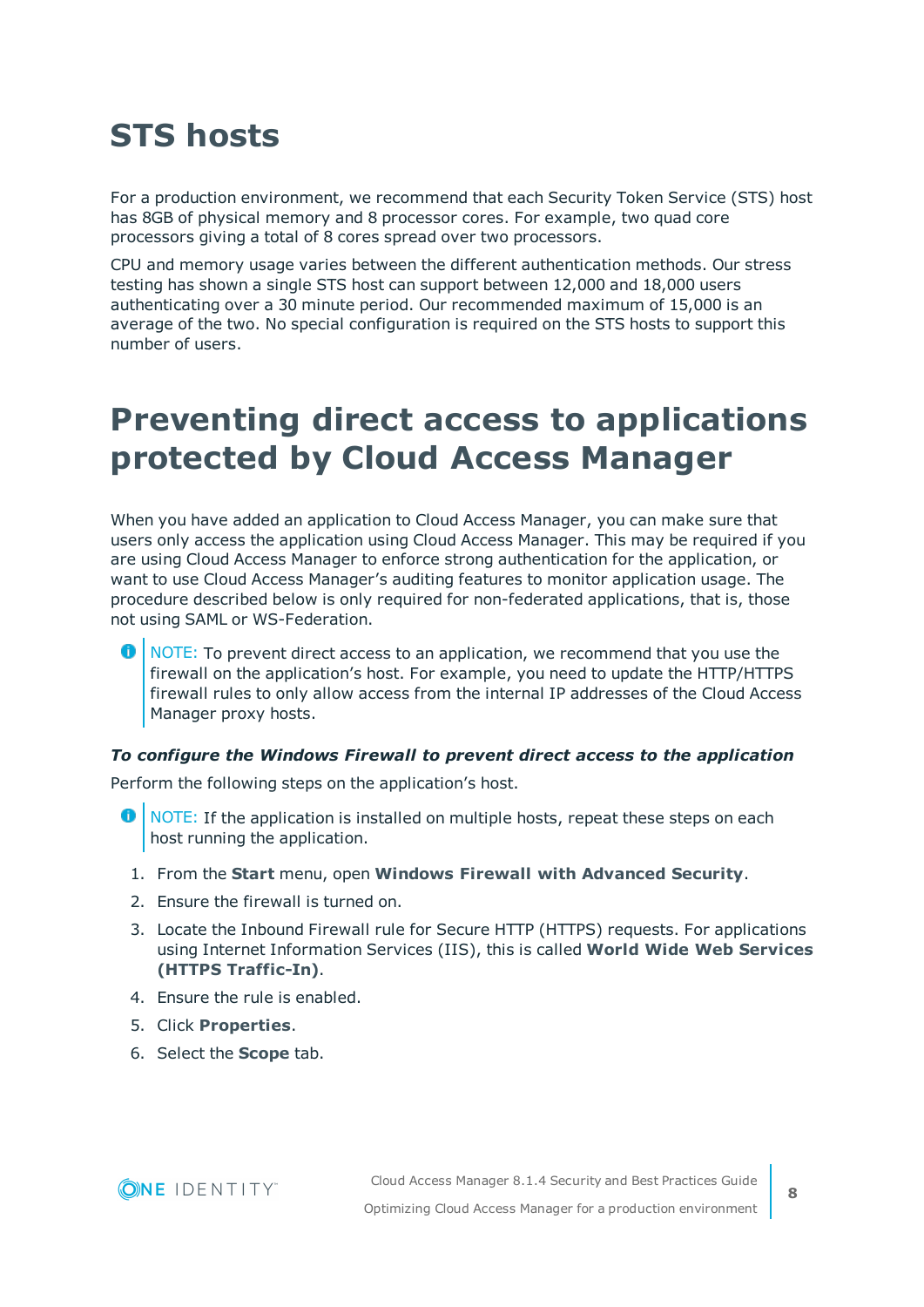# STS hosts

For a production environment, we recommend that each Security Token Service (STS) host has 8GB of physical memory and 8 processor cores. For example, two quad core processors giving a total of 8 cores spread over two processors.

CPU and memory usage varies between the different authentication methods. Our stress testing has shown a single STS host can support between 12,000 and 18,000 users authenticating over a 30 minute period. Our recommended maximum of 15,000 is an average of the two. No special configuration is required on the STS hosts to support this number of users.

# Preventing direct access to applications protected by Cloud Access Manager

When you have added an application to Cloud Access Manager, you can make sure that users only access the application using Cloud Access Manager. This may be required if you are using Cloud Access Manager to enforce strong authentication for the application, or want to use Cloud Access Manager's auditing features to monitor application usage. The procedure described below is only required for non-federated applications, that is, those not using SAML or WS-Federation.

> NOTE: To prevent direct access to an application, we recommend that you use the firewall on the application's host. For example, you need to update the HTTP/HTTPS firewall rules to only allow access from the internal IP addresses of the Cloud Access Manager proxy hosts.

***To configure the Windows Firewall to prevent direct access to the application***

Perform the following steps on the application's host.

> NOTE: If the application is installed on multiple hosts, repeat these steps on each host running the application.

1. From the **Start** menu, open **Windows Firewall with Advanced Security**.
2. Ensure the firewall is turned on.
3. Locate the Inbound Firewall rule for Secure HTTP (HTTPS) requests. For applications using Internet Information Services (IIS), this is called **World Wide Web Services (HTTPS Traffic-In)**.
4. Ensure the rule is enabled.
5. Click **Properties**.
6. Select the **Scope** tab.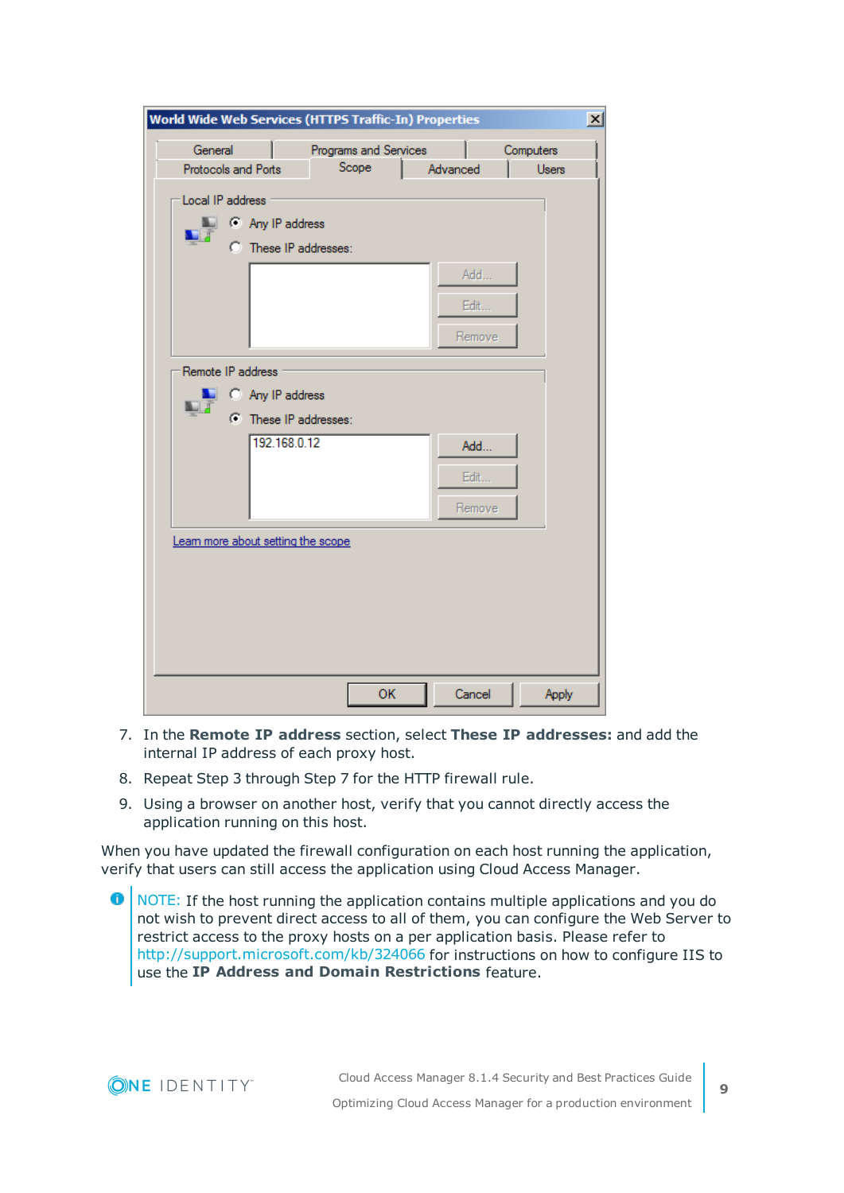7. In the **Remote IP address** section, select **These IP addresses:** and add the internal IP address of each proxy host.
8. Repeat Step 3 through Step 7 for the HTTP firewall rule.
9. Using a browser on another host, verify that you cannot directly access the application running on this host.

When you have updated the firewall configuration on each host running the application, verify that users can still access the application using Cloud Access Manager.

NOTE: If the host running the application contains multiple applications and you do not wish to prevent direct access to all of them, you can configure the Web Server to restrict access to the proxy hosts on a per application basis. Please refer to http://support.microsoft.com/kb/324066 for instructions on how to configure IIS to use the **IP Address and Domain Restrictions** feature.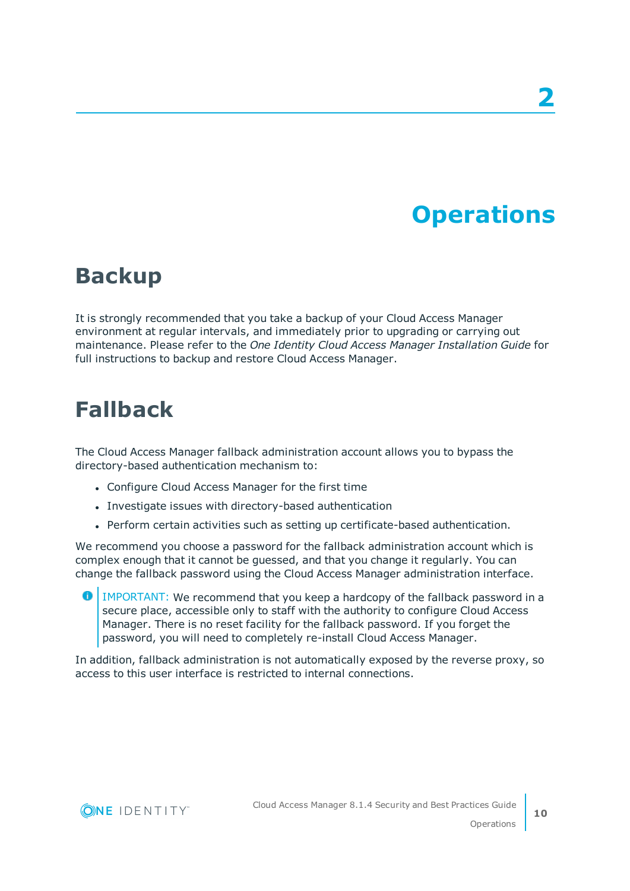# 2 Operations

## Backup

It is strongly recommended that you take a backup of your Cloud Access Manager environment at regular intervals, and immediately prior to upgrading or carrying out maintenance. Please refer to the *One Identity Cloud Access Manager Installation Guide* for full instructions to backup and restore Cloud Access Manager.

## Fallback

The Cloud Access Manager fallback administration account allows you to bypass the directory-based authentication mechanism to:

- Configure Cloud Access Manager for the first time
- Investigate issues with directory-based authentication
- Perform certain activities such as setting up certificate-based authentication.

We recommend you choose a password for the fallback administration account which is complex enough that it cannot be guessed, and that you change it regularly. You can change the fallback password using the Cloud Access Manager administration interface.

> IMPORTANT: We recommend that you keep a hardcopy of the fallback password in a secure place, accessible only to staff with the authority to configure Cloud Access Manager. There is no reset facility for the fallback password. If you forget the password, you will need to completely re-install Cloud Access Manager.

In addition, fallback administration is not automatically exposed by the reverse proxy, so access to this user interface is restricted to internal connections.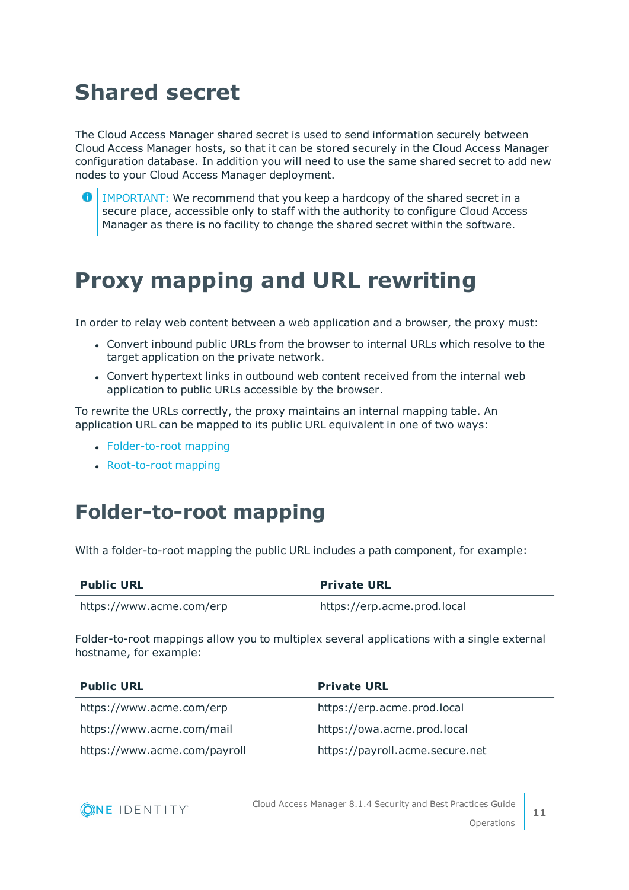# Shared secret

The Cloud Access Manager shared secret is used to send information securely between Cloud Access Manager hosts, so that it can be stored securely in the Cloud Access Manager configuration database. In addition you will need to use the same shared secret to add new nodes to your Cloud Access Manager deployment.

> IMPORTANT: We recommend that you keep a hardcopy of the shared secret in a secure place, accessible only to staff with the authority to configure Cloud Access Manager as there is no facility to change the shared secret within the software.

# Proxy mapping and URL rewriting

In order to relay web content between a web application and a browser, the proxy must:

- Convert inbound public URLs from the browser to internal URLs which resolve to the target application on the private network.
- Convert hypertext links in outbound web content received from the internal web application to public URLs accessible by the browser.

To rewrite the URLs correctly, the proxy maintains an internal mapping table. An application URL can be mapped to its public URL equivalent in one of two ways:

- Folder-to-root mapping
- Root-to-root mapping

## Folder-to-root mapping

With a folder-to-root mapping the public URL includes a path component, for example:

| Public URL | Private URL |
|---|---|
| https://www.acme.com/erp | https://erp.acme.prod.local |

Folder-to-root mappings allow you to multiplex several applications with a single external hostname, for example:

| Public URL | Private URL |
|---|---|
| https://www.acme.com/erp | https://erp.acme.prod.local |
| https://www.acme.com/mail | https://owa.acme.prod.local |
| https://www.acme.com/payroll | https://payroll.acme.secure.net |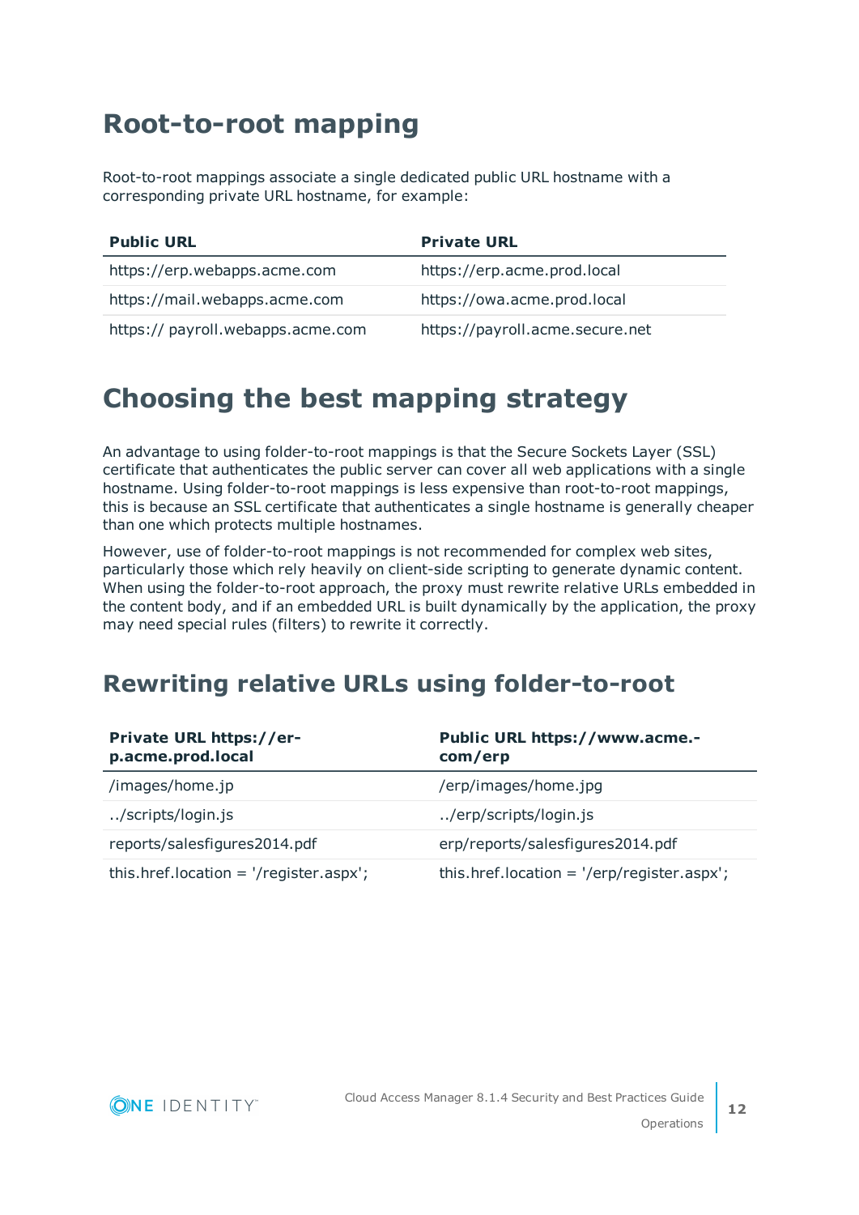# Root-to-root mapping

Root-to-root mappings associate a single dedicated public URL hostname with a corresponding private URL hostname, for example:

| Public URL | Private URL |
|---|---|
| https://erp.webapps.acme.com | https://erp.acme.prod.local |
| https://mail.webapps.acme.com | https://owa.acme.prod.local |
| https:// payroll.webapps.acme.com | https://payroll.acme.secure.net |

# Choosing the best mapping strategy

An advantage to using folder-to-root mappings is that the Secure Sockets Layer (SSL) certificate that authenticates the public server can cover all web applications with a single hostname. Using folder-to-root mappings is less expensive than root-to-root mappings, this is because an SSL certificate that authenticates a single hostname is generally cheaper than one which protects multiple hostnames.

However, use of folder-to-root mappings is not recommended for complex web sites, particularly those which rely heavily on client-side scripting to generate dynamic content. When using the folder-to-root approach, the proxy must rewrite relative URLs embedded in the content body, and if an embedded URL is built dynamically by the application, the proxy may need special rules (filters) to rewrite it correctly.

## Rewriting relative URLs using folder-to-root

| Private URL https://erp.acme.prod.local | Public URL https://www.acme.com/erp |
|---|---|
| /images/home.jp | /erp/images/home.jpg |
| ../scripts/login.js | ../erp/scripts/login.js |
| reports/salesfigures2014.pdf | erp/reports/salesfigures2014.pdf |
| this.href.location = '/register.aspx'; | this.href.location = '/erp/register.aspx'; |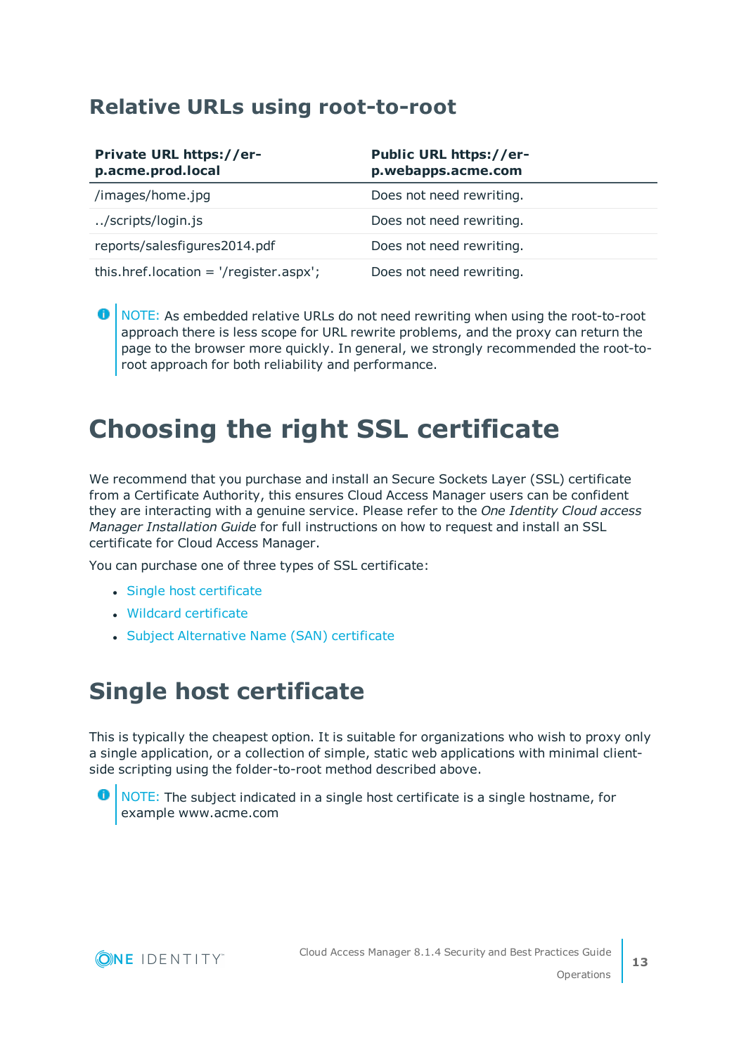### Relative URLs using root-to-root

| Private URL https://er-p.acme.prod.local | Public URL https://er-p.webapps.acme.com |
|---|---|
| /images/home.jpg | Does not need rewriting. |
| ../scripts/login.js | Does not need rewriting. |
| reports/salesfigures2014.pdf | Does not need rewriting. |
| this.href.location = '/register.aspx'; | Does not need rewriting. |

> NOTE: As embedded relative URLs do not need rewriting when using the root-to-root approach there is less scope for URL rewrite problems, and the proxy can return the page to the browser more quickly. In general, we strongly recommended the root-to-root approach for both reliability and performance.

# Choosing the right SSL certificate

We recommend that you purchase and install an Secure Sockets Layer (SSL) certificate from a Certificate Authority, this ensures Cloud Access Manager users can be confident they are interacting with a genuine service. Please refer to the *One Identity Cloud access Manager Installation Guide* for full instructions on how to request and install an SSL certificate for Cloud Access Manager.

You can purchase one of three types of SSL certificate:

- Single host certificate
- Wildcard certificate
- Subject Alternative Name (SAN) certificate

## Single host certificate

This is typically the cheapest option. It is suitable for organizations who wish to proxy only a single application, or a collection of simple, static web applications with minimal client-side scripting using the folder-to-root method described above.

> NOTE: The subject indicated in a single host certificate is a single hostname, for example www.acme.com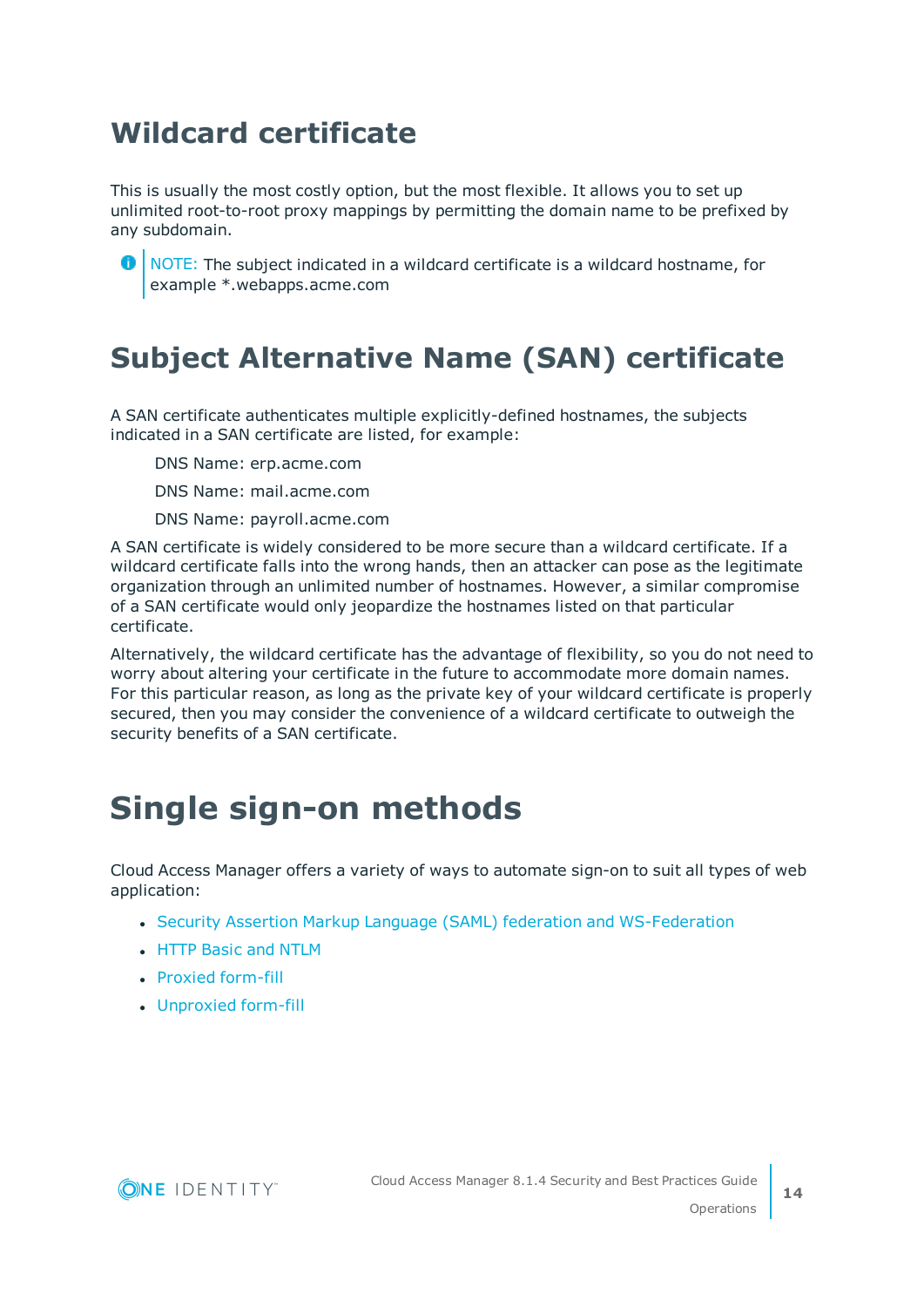## Wildcard certificate

This is usually the most costly option, but the most flexible. It allows you to set up unlimited root-to-root proxy mappings by permitting the domain name to be prefixed by any subdomain.

> NOTE: The subject indicated in a wildcard certificate is a wildcard hostname, for example *.webapps.acme.com

## Subject Alternative Name (SAN) certificate

A SAN certificate authenticates multiple explicitly-defined hostnames, the subjects indicated in a SAN certificate are listed, for example:

DNS Name: erp.acme.com

DNS Name: mail.acme.com

DNS Name: payroll.acme.com

A SAN certificate is widely considered to be more secure than a wildcard certificate. If a wildcard certificate falls into the wrong hands, then an attacker can pose as the legitimate organization through an unlimited number of hostnames. However, a similar compromise of a SAN certificate would only jeopardize the hostnames listed on that particular certificate.

Alternatively, the wildcard certificate has the advantage of flexibility, so you do not need to worry about altering your certificate in the future to accommodate more domain names. For this particular reason, as long as the private key of your wildcard certificate is properly secured, then you may consider the convenience of a wildcard certificate to outweigh the security benefits of a SAN certificate.

# Single sign-on methods

Cloud Access Manager offers a variety of ways to automate sign-on to suit all types of web application:

- Security Assertion Markup Language (SAML) federation and WS-Federation
- HTTP Basic and NTLM
- Proxied form-fill
- Unproxied form-fill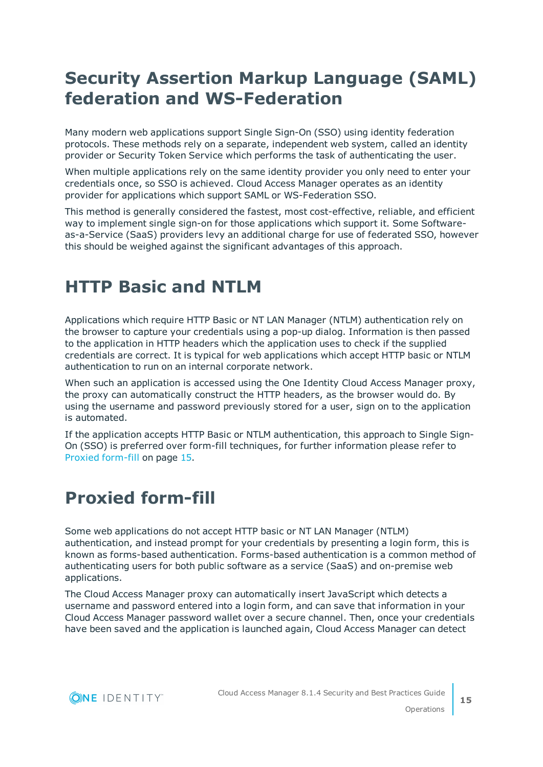# Security Assertion Markup Language (SAML) federation and WS-Federation

Many modern web applications support Single Sign-On (SSO) using identity federation protocols. These methods rely on a separate, independent web system, called an identity provider or Security Token Service which performs the task of authenticating the user.

When multiple applications rely on the same identity provider you only need to enter your credentials once, so SSO is achieved. Cloud Access Manager operates as an identity provider for applications which support SAML or WS-Federation SSO.

This method is generally considered the fastest, most cost-effective, reliable, and efficient way to implement single sign-on for those applications which support it. Some Software-as-a-Service (SaaS) providers levy an additional charge for use of federated SSO, however this should be weighed against the significant advantages of this approach.

# HTTP Basic and NTLM

Applications which require HTTP Basic or NT LAN Manager (NTLM) authentication rely on the browser to capture your credentials using a pop-up dialog. Information is then passed to the application in HTTP headers which the application uses to check if the supplied credentials are correct. It is typical for web applications which accept HTTP basic or NTLM authentication to run on an internal corporate network.

When such an application is accessed using the One Identity Cloud Access Manager proxy, the proxy can automatically construct the HTTP headers, as the browser would do. By using the username and password previously stored for a user, sign on to the application is automated.

If the application accepts HTTP Basic or NTLM authentication, this approach to Single Sign-On (SSO) is preferred over form-fill techniques, for further information please refer to Proxied form-fill on page 15.

# Proxied form-fill

Some web applications do not accept HTTP basic or NT LAN Manager (NTLM) authentication, and instead prompt for your credentials by presenting a login form, this is known as forms-based authentication. Forms-based authentication is a common method of authenticating users for both public software as a service (SaaS) and on-premise web applications.

The Cloud Access Manager proxy can automatically insert JavaScript which detects a username and password entered into a login form, and can save that information in your Cloud Access Manager password wallet over a secure channel. Then, once your credentials have been saved and the application is launched again, Cloud Access Manager can detect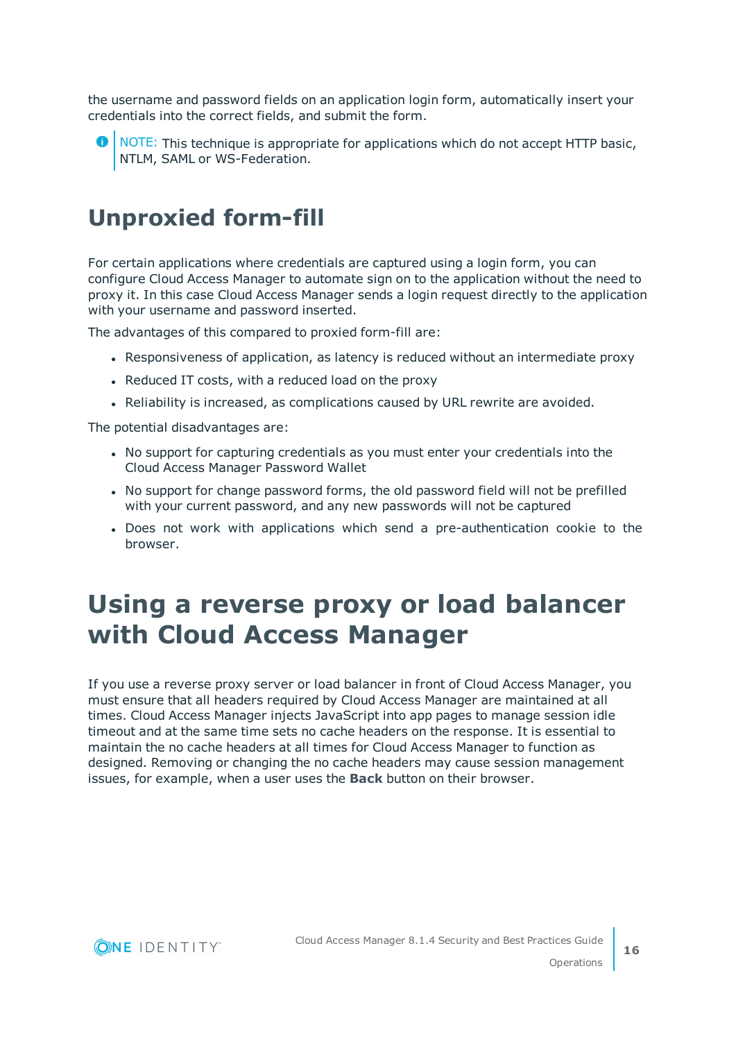the username and password fields on an application login form, automatically insert your credentials into the correct fields, and submit the form.

> NOTE: This technique is appropriate for applications which do not accept HTTP basic, NTLM, SAML or WS-Federation.

## Unproxied form-fill

For certain applications where credentials are captured using a login form, you can configure Cloud Access Manager to automate sign on to the application without the need to proxy it. In this case Cloud Access Manager sends a login request directly to the application with your username and password inserted.

The advantages of this compared to proxied form-fill are:

- Responsiveness of application, as latency is reduced without an intermediate proxy
- Reduced IT costs, with a reduced load on the proxy
- Reliability is increased, as complications caused by URL rewrite are avoided.

The potential disadvantages are:

- No support for capturing credentials as you must enter your credentials into the Cloud Access Manager Password Wallet
- No support for change password forms, the old password field will not be prefilled with your current password, and any new passwords will not be captured
- Does not work with applications which send a pre-authentication cookie to the browser.

# Using a reverse proxy or load balancer with Cloud Access Manager

If you use a reverse proxy server or load balancer in front of Cloud Access Manager, you must ensure that all headers required by Cloud Access Manager are maintained at all times. Cloud Access Manager injects JavaScript into app pages to manage session idle timeout and at the same time sets no cache headers on the response. It is essential to maintain the no cache headers at all times for Cloud Access Manager to function as designed. Removing or changing the no cache headers may cause session management issues, for example, when a user uses the **Back** button on their browser.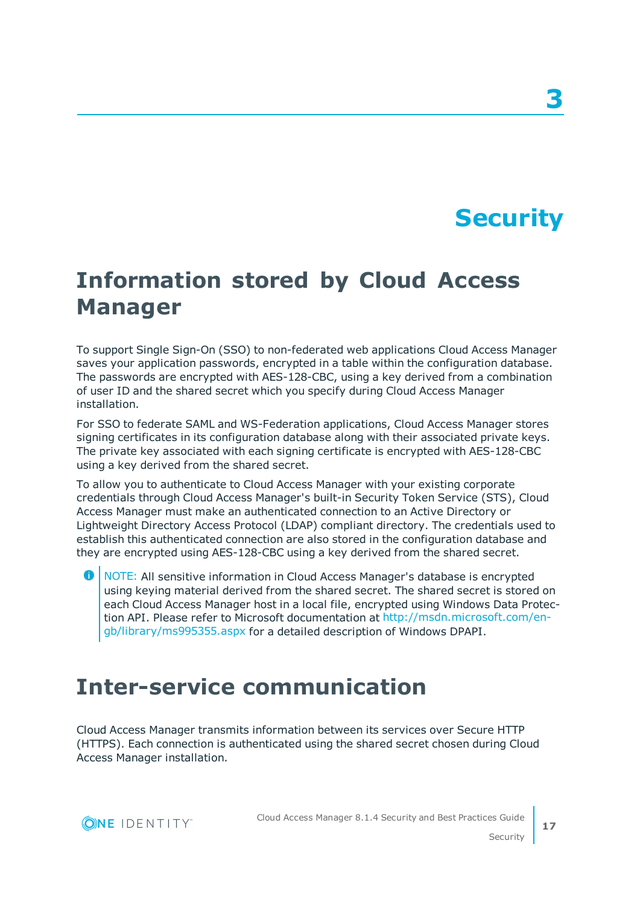# 3

# Security

## Information stored by Cloud Access Manager

To support Single Sign-On (SSO) to non-federated web applications Cloud Access Manager saves your application passwords, encrypted in a table within the configuration database. The passwords are encrypted with AES-128-CBC, using a key derived from a combination of user ID and the shared secret which you specify during Cloud Access Manager installation.

For SSO to federate SAML and WS-Federation applications, Cloud Access Manager stores signing certificates in its configuration database along with their associated private keys. The private key associated with each signing certificate is encrypted with AES-128-CBC using a key derived from the shared secret.

To allow you to authenticate to Cloud Access Manager with your existing corporate credentials through Cloud Access Manager's built-in Security Token Service (STS), Cloud Access Manager must make an authenticated connection to an Active Directory or Lightweight Directory Access Protocol (LDAP) compliant directory. The credentials used to establish this authenticated connection are also stored in the configuration database and they are encrypted using AES-128-CBC using a key derived from the shared secret.

> NOTE: All sensitive information in Cloud Access Manager's database is encrypted using keying material derived from the shared secret. The shared secret is stored on each Cloud Access Manager host in a local file, encrypted using Windows Data Protection API. Please refer to Microsoft documentation at http://msdn.microsoft.com/en-gb/library/ms995355.aspx for a detailed description of Windows DPAPI.

## Inter-service communication

Cloud Access Manager transmits information between its services over Secure HTTP (HTTPS). Each connection is authenticated using the shared secret chosen during Cloud Access Manager installation.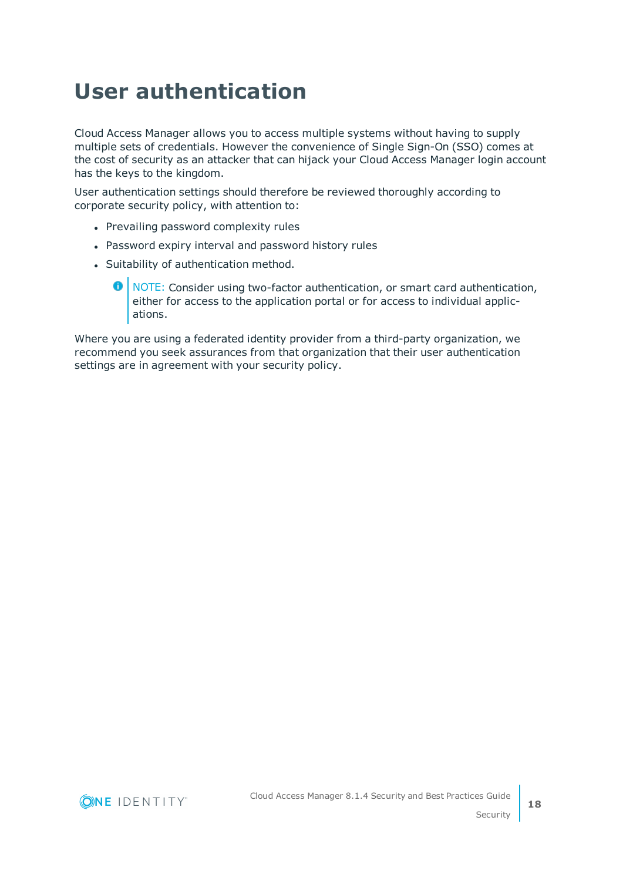# User authentication

Cloud Access Manager allows you to access multiple systems without having to supply multiple sets of credentials. However the convenience of Single Sign-On (SSO) comes at the cost of security as an attacker that can hijack your Cloud Access Manager login account has the keys to the kingdom.

User authentication settings should therefore be reviewed thoroughly according to corporate security policy, with attention to:

- Prevailing password complexity rules
- Password expiry interval and password history rules
- Suitability of authentication method.

> NOTE: Consider using two-factor authentication, or smart card authentication, either for access to the application portal or for access to individual applications.

Where you are using a federated identity provider from a third-party organization, we recommend you seek assurances from that organization that their user authentication settings are in agreement with your security policy.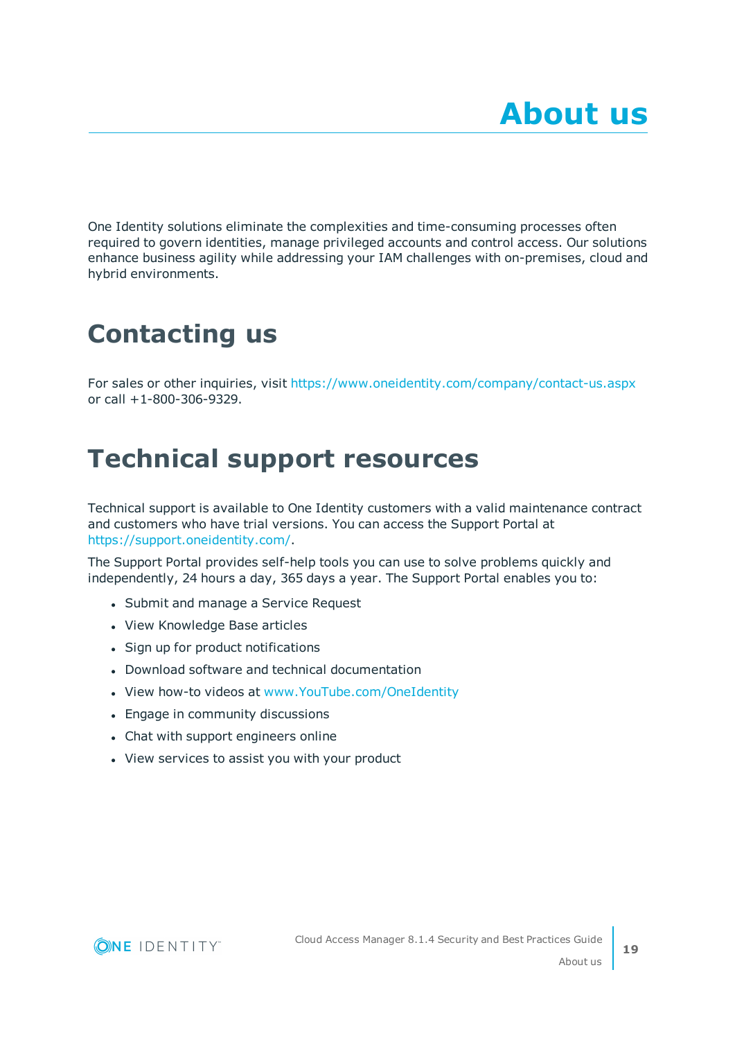# About us

One Identity solutions eliminate the complexities and time-consuming processes often required to govern identities, manage privileged accounts and control access. Our solutions enhance business agility while addressing your IAM challenges with on-premises, cloud and hybrid environments.

## Contacting us

For sales or other inquiries, visit https://www.oneidentity.com/company/contact-us.aspx or call +1-800-306-9329.

## Technical support resources

Technical support is available to One Identity customers with a valid maintenance contract and customers who have trial versions. You can access the Support Portal at https://support.oneidentity.com/.

The Support Portal provides self-help tools you can use to solve problems quickly and independently, 24 hours a day, 365 days a year. The Support Portal enables you to:

- Submit and manage a Service Request
- View Knowledge Base articles
- Sign up for product notifications
- Download software and technical documentation
- View how-to videos at www.YouTube.com/OneIdentity
- Engage in community discussions
- Chat with support engineers online
- View services to assist you with your product